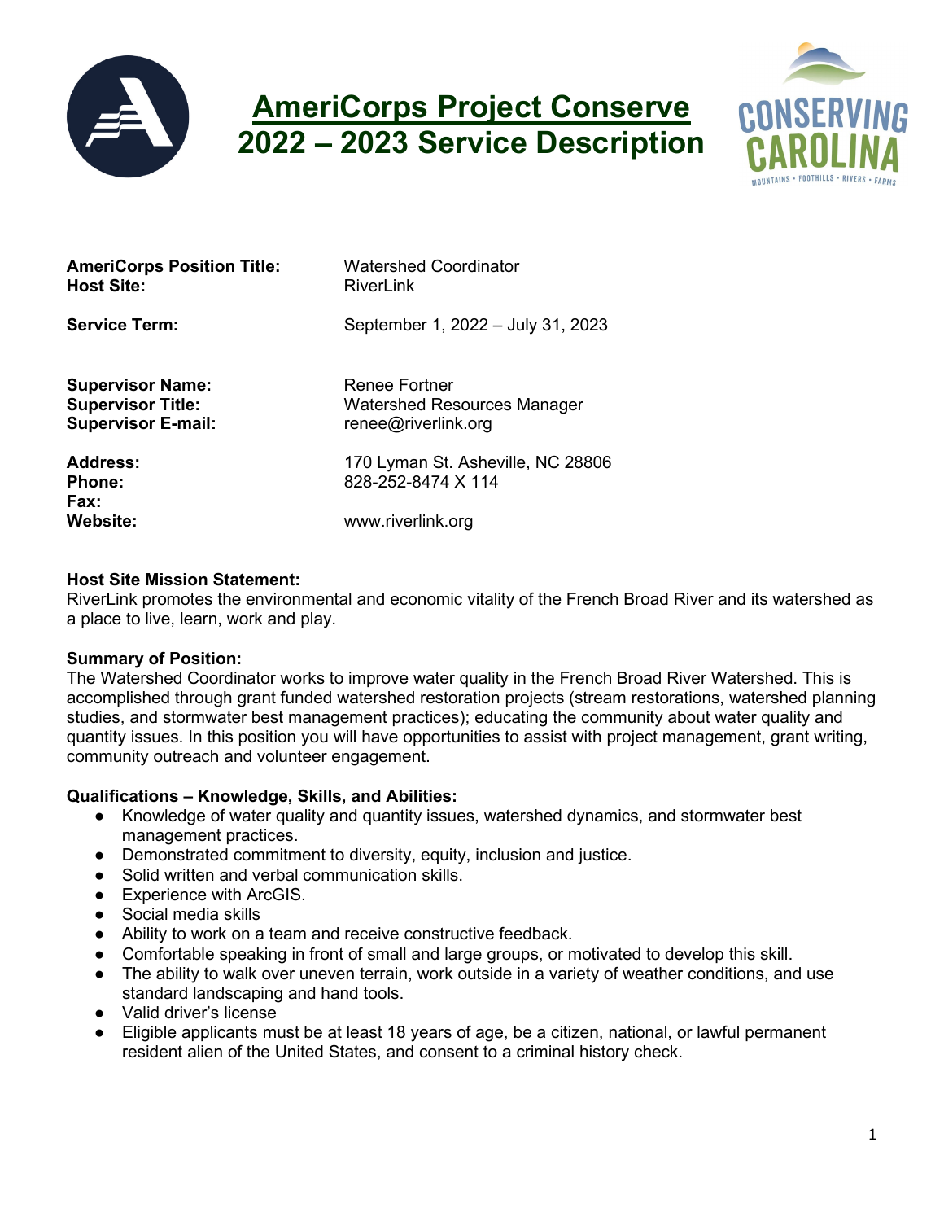# AmeriCorps Project Conserve
# 2022 – 2023 Service Description

**AmeriCorps Position Title:** Watershed Coordinator
**Host Site:** RiverLink

**Service Term:** September 1, 2022 – July 31, 2023

**Supervisor Name:** Renee Fortner
**Supervisor Title:** Watershed Resources Manager
**Supervisor E-mail:** renee@riverlink.org

**Address:** 170 Lyman St. Asheville, NC 28806
**Phone:** 828-252-8474 X 114
**Fax:**
**Website:** www.riverlink.org

**Host Site Mission Statement:**
RiverLink promotes the environmental and economic vitality of the French Broad River and its watershed as a place to live, learn, work and play.

**Summary of Position:**
The Watershed Coordinator works to improve water quality in the French Broad River Watershed. This is accomplished through grant funded watershed restoration projects (stream restorations, watershed planning studies, and stormwater best management practices); educating the community about water quality and quantity issues. In this position you will have opportunities to assist with project management, grant writing, community outreach and volunteer engagement.

**Qualifications – Knowledge, Skills, and Abilities:**

- Knowledge of water quality and quantity issues, watershed dynamics, and stormwater best management practices.
- Demonstrated commitment to diversity, equity, inclusion and justice.
- Solid written and verbal communication skills.
- Experience with ArcGIS.
- Social media skills
- Ability to work on a team and receive constructive feedback.
- Comfortable speaking in front of small and large groups, or motivated to develop this skill.
- The ability to walk over uneven terrain, work outside in a variety of weather conditions, and use standard landscaping and hand tools.
- Valid driver's license
- Eligible applicants must be at least 18 years of age, be a citizen, national, or lawful permanent resident alien of the United States, and consent to a criminal history check.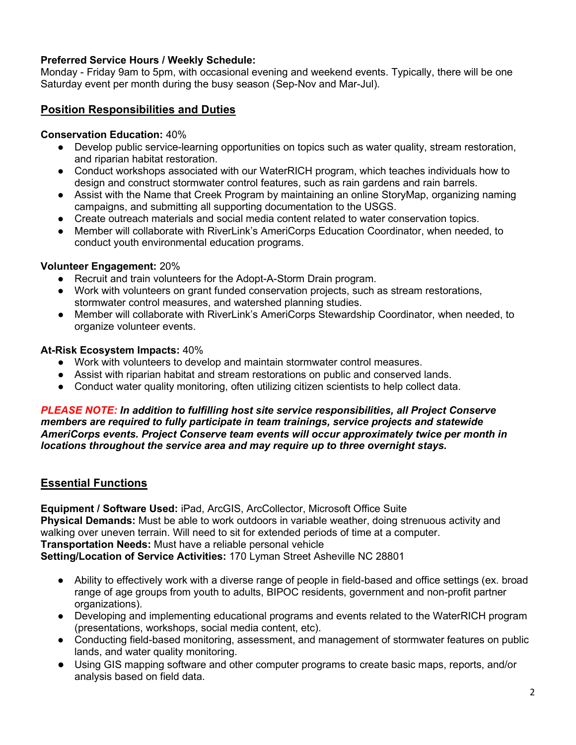**Preferred Service Hours / Weekly Schedule:**
Monday - Friday 9am to 5pm, with occasional evening and weekend events. Typically, there will be one Saturday event per month during the busy season (Sep-Nov and Mar-Jul).

## Position Responsibilities and Duties

**Conservation Education:** 40%

- Develop public service-learning opportunities on topics such as water quality, stream restoration, and riparian habitat restoration.
- Conduct workshops associated with our WaterRICH program, which teaches individuals how to design and construct stormwater control features, such as rain gardens and rain barrels.
- Assist with the Name that Creek Program by maintaining an online StoryMap, organizing naming campaigns, and submitting all supporting documentation to the USGS.
- Create outreach materials and social media content related to water conservation topics.
- Member will collaborate with RiverLink's AmeriCorps Education Coordinator, when needed, to conduct youth environmental education programs.

**Volunteer Engagement:** 20%

- Recruit and train volunteers for the Adopt-A-Storm Drain program.
- Work with volunteers on grant funded conservation projects, such as stream restorations, stormwater control measures, and watershed planning studies.
- Member will collaborate with RiverLink's AmeriCorps Stewardship Coordinator, when needed, to organize volunteer events.

**At-Risk Ecosystem Impacts:** 40%

- Work with volunteers to develop and maintain stormwater control measures.
- Assist with riparian habitat and stream restorations on public and conserved lands.
- Conduct water quality monitoring, often utilizing citizen scientists to help collect data.

***PLEASE NOTE: In addition to fulfilling host site service responsibilities, all Project Conserve members are required to fully participate in team trainings, service projects and statewide AmeriCorps events. Project Conserve team events will occur approximately twice per month in locations throughout the service area and may require up to three overnight stays.***

## Essential Functions

**Equipment / Software Used:** iPad, ArcGIS, ArcCollector, Microsoft Office Suite
**Physical Demands:** Must be able to work outdoors in variable weather, doing strenuous activity and walking over uneven terrain. Will need to sit for extended periods of time at a computer.
**Transportation Needs:** Must have a reliable personal vehicle
**Setting/Location of Service Activities:** 170 Lyman Street Asheville NC 28801

- Ability to effectively work with a diverse range of people in field-based and office settings (ex. broad range of age groups from youth to adults, BIPOC residents, government and non-profit partner organizations).
- Developing and implementing educational programs and events related to the WaterRICH program (presentations, workshops, social media content, etc).
- Conducting field-based monitoring, assessment, and management of stormwater features on public lands, and water quality monitoring.
- Using GIS mapping software and other computer programs to create basic maps, reports, and/or analysis based on field data.